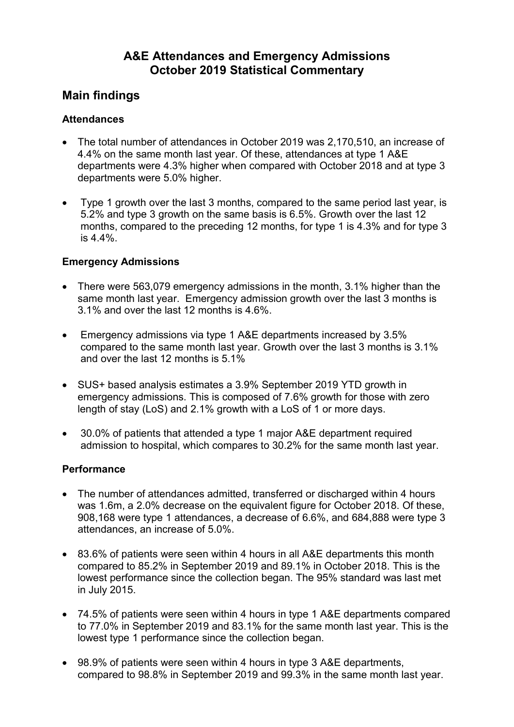# A&E Attendances and Emergency Admissions October 2019 Statistical Commentary

## Main findings

### Attendances

- The total number of attendances in October 2019 was 2,170,510, an increase of 4.4% on the same month last year. Of these, attendances at type 1 A&E departments were 4.3% higher when compared with October 2018 and at type 3 departments were 5.0% higher.
- Type 1 growth over the last 3 months, compared to the same period last year, is 5.2% and type 3 growth on the same basis is 6.5%. Growth over the last 12 months, compared to the preceding 12 months, for type 1 is 4.3% and for type 3 is 4.4%.

### Emergency Admissions

- There were 563,079 emergency admissions in the month, 3.1% higher than the same month last year. Emergency admission growth over the last 3 months is 3.1% and over the last 12 months is 4.6%.
- Emergency admissions via type 1 A&E departments increased by 3.5% compared to the same month last year. Growth over the last 3 months is 3.1% and over the last 12 months is 5.1%
- SUS+ based analysis estimates a 3.9% September 2019 YTD growth in emergency admissions. This is composed of 7.6% growth for those with zero length of stay (LoS) and 2.1% growth with a LoS of 1 or more days.
- 30.0% of patients that attended a type 1 major A&E department required admission to hospital, which compares to 30.2% for the same month last year.

### Performance

- The number of attendances admitted, transferred or discharged within 4 hours was 1.6m, a 2.0% decrease on the equivalent figure for October 2018. Of these, 908,168 were type 1 attendances, a decrease of 6.6%, and 684,888 were type 3 attendances, an increase of 5.0%.
- 83.6% of patients were seen within 4 hours in all A&E departments this month compared to 85.2% in September 2019 and 89.1% in October 2018. This is the lowest performance since the collection began. The 95% standard was last met in July 2015.
- 74.5% of patients were seen within 4 hours in type 1 A&E departments compared to 77.0% in September 2019 and 83.1% for the same month last year. This is the lowest type 1 performance since the collection began.
- 98.9% of patients were seen within 4 hours in type 3 A&E departments, compared to 98.8% in September 2019 and 99.3% in the same month last year.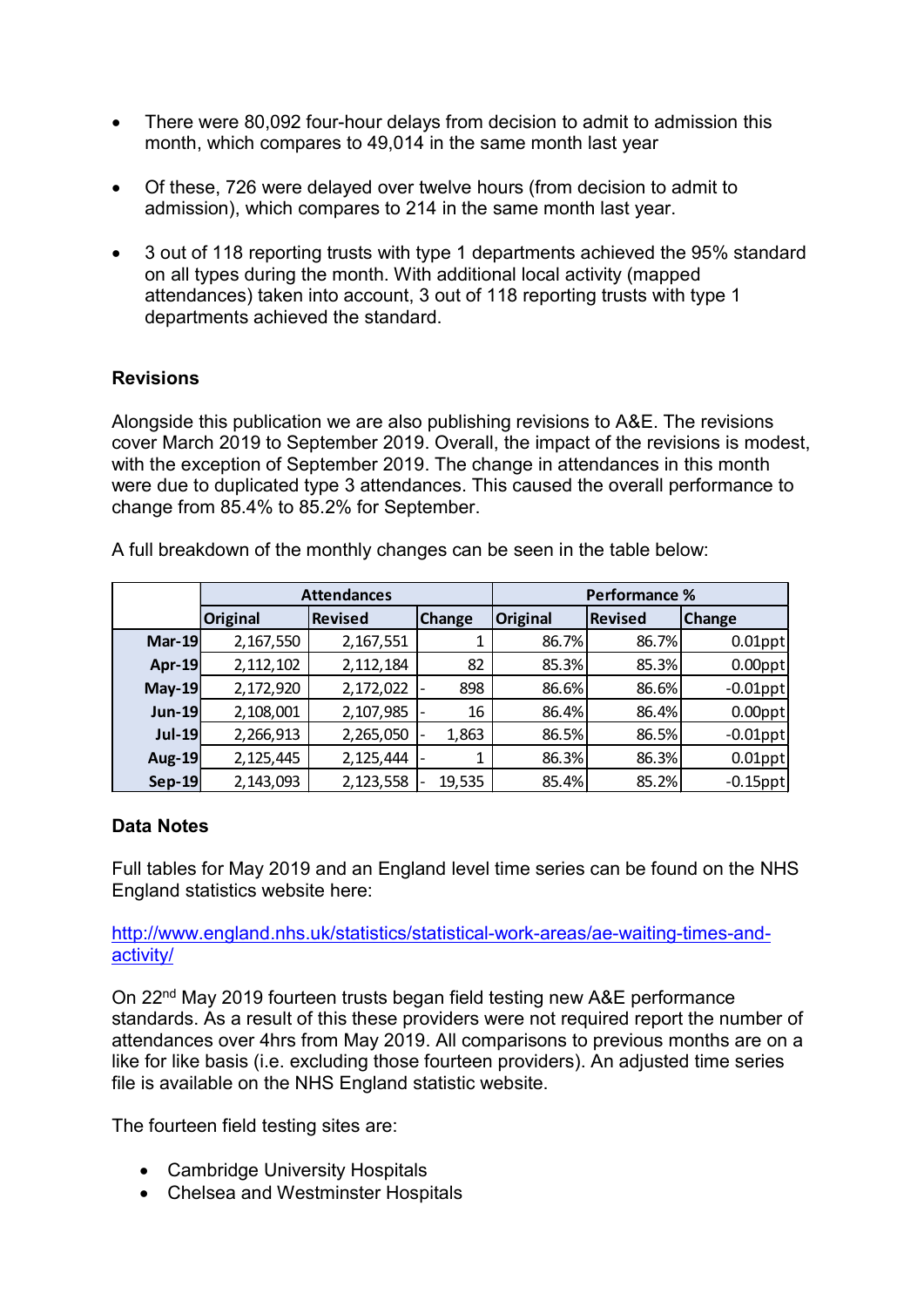- There were 80,092 four-hour delays from decision to admit to admission this month, which compares to 49,014 in the same month last year

- Of these, 726 were delayed over twelve hours (from decision to admit to admission), which compares to 214 in the same month last year.

- 3 out of 118 reporting trusts with type 1 departments achieved the 95% standard on all types during the month. With additional local activity (mapped attendances) taken into account, 3 out of 118 reporting trusts with type 1 departments achieved the standard.

**Revisions**

Alongside this publication we are also publishing revisions to A&E. The revisions cover March 2019 to September 2019. Overall, the impact of the revisions is modest, with the exception of September 2019. The change in attendances in this month were due to duplicated type 3 attendances. This caused the overall performance to change from 85.4% to 85.2% for September.

A full breakdown of the monthly changes can be seen in the table below:

| | Attendances | | | Performance % | | |
|---|---|---|---|---|---|---|
| | Original | Revised | Change | Original | Revised | Change |
| **Mar-19** | 2,167,550 | 2,167,551 | 1 | 86.7% | 86.7% | 0.01ppt |
| **Apr-19** | 2,112,102 | 2,112,184 | 82 | 85.3% | 85.3% | 0.00ppt |
| **May-19** | 2,172,920 | 2,172,022 | - 898 | 86.6% | 86.6% | -0.01ppt |
| **Jun-19** | 2,108,001 | 2,107,985 | - 16 | 86.4% | 86.4% | 0.00ppt |
| **Jul-19** | 2,266,913 | 2,265,050 | - 1,863 | 86.5% | 86.5% | -0.01ppt |
| **Aug-19** | 2,125,445 | 2,125,444 | - 1 | 86.3% | 86.3% | 0.01ppt |
| **Sep-19** | 2,143,093 | 2,123,558 | - 19,535 | 85.4% | 85.2% | -0.15ppt |

**Data Notes**

Full tables for May 2019 and an England level time series can be found on the NHS England statistics website here:

http://www.england.nhs.uk/statistics/statistical-work-areas/ae-waiting-times-and-activity/

On 22nd May 2019 fourteen trusts began field testing new A&E performance standards. As a result of this these providers were not required report the number of attendances over 4hrs from May 2019. All comparisons to previous months are on a like for like basis (i.e. excluding those fourteen providers). An adjusted time series file is available on the NHS England statistic website.

The fourteen field testing sites are:

- Cambridge University Hospitals
- Chelsea and Westminster Hospitals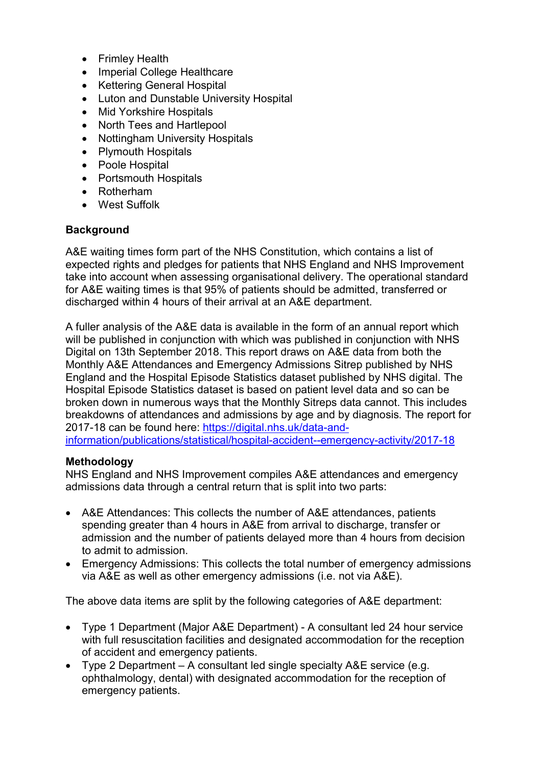- Frimley Health
- Imperial College Healthcare
- Kettering General Hospital
- Luton and Dunstable University Hospital
- Mid Yorkshire Hospitals
- North Tees and Hartlepool
- Nottingham University Hospitals
- Plymouth Hospitals
- Poole Hospital
- Portsmouth Hospitals
- Rotherham
- West Suffolk

## Background

A&E waiting times form part of the NHS Constitution, which contains a list of expected rights and pledges for patients that NHS England and NHS Improvement take into account when assessing organisational delivery. The operational standard for A&E waiting times is that 95% of patients should be admitted, transferred or discharged within 4 hours of their arrival at an A&E department.

A fuller analysis of the A&E data is available in the form of an annual report which will be published in conjunction with which was published in conjunction with NHS Digital on 13th September 2018. This report draws on A&E data from both the Monthly A&E Attendances and Emergency Admissions Sitrep published by NHS England and the Hospital Episode Statistics dataset published by NHS digital. The Hospital Episode Statistics dataset is based on patient level data and so can be broken down in numerous ways that the Monthly Sitreps data cannot. This includes breakdowns of attendances and admissions by age and by diagnosis. The report for 2017-18 can be found here: [https://digital.nhs.uk/data-and-information/publications/statistical/hospital-accident--emergency-activity/2017-18](https://digital.nhs.uk/data-and-information/publications/statistical/hospital-accident--emergency-activity/2017-18)

## Methodology

NHS England and NHS Improvement compiles A&E attendances and emergency admissions data through a central return that is split into two parts:

- A&E Attendances: This collects the number of A&E attendances, patients spending greater than 4 hours in A&E from arrival to discharge, transfer or admission and the number of patients delayed more than 4 hours from decision to admit to admission.
- Emergency Admissions: This collects the total number of emergency admissions via A&E as well as other emergency admissions (i.e. not via A&E).

The above data items are split by the following categories of A&E department:

- Type 1 Department (Major A&E Department) - A consultant led 24 hour service with full resuscitation facilities and designated accommodation for the reception of accident and emergency patients.
- Type 2 Department – A consultant led single specialty A&E service (e.g. ophthalmology, dental) with designated accommodation for the reception of emergency patients.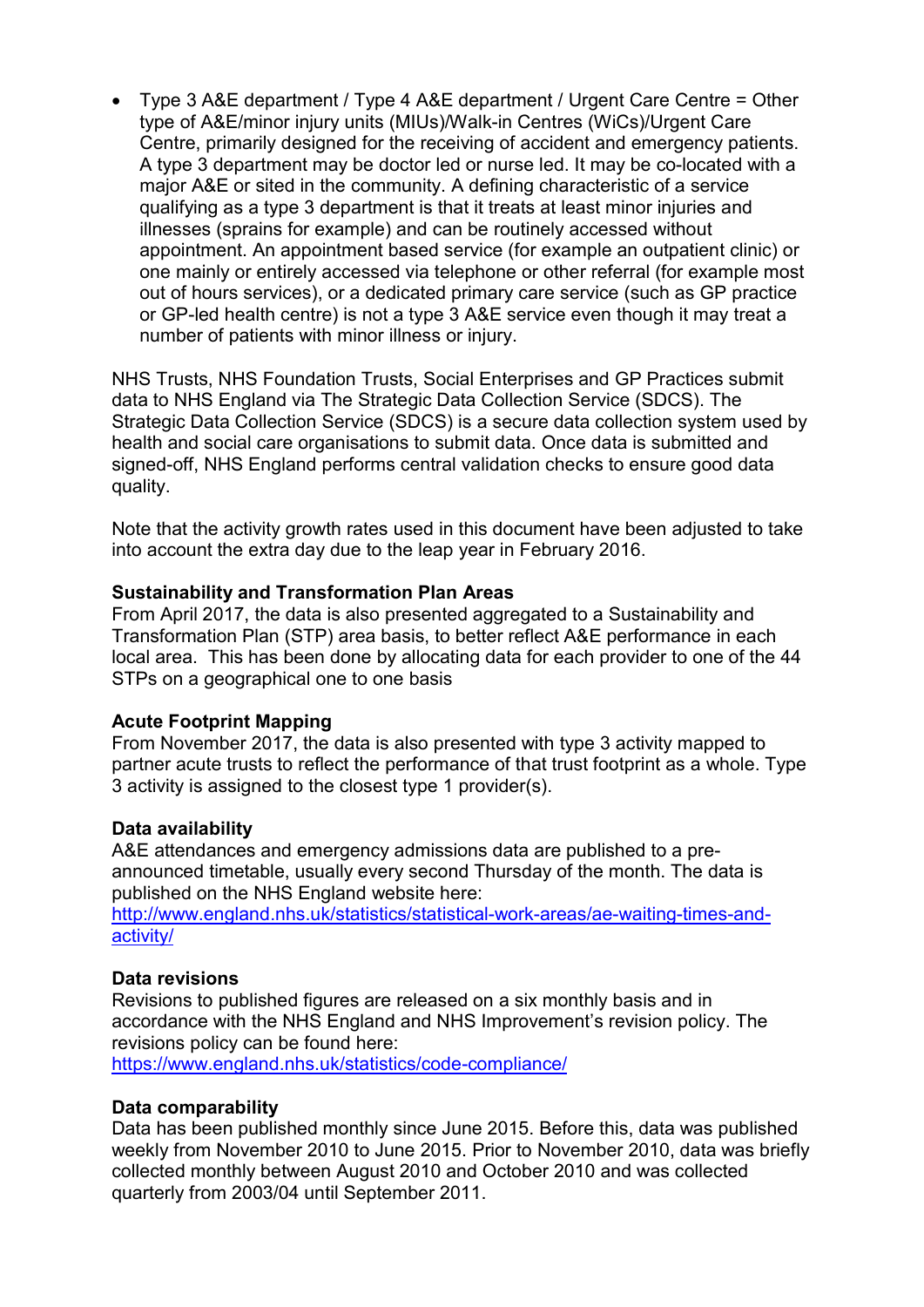- Type 3 A&E department / Type 4 A&E department / Urgent Care Centre = Other type of A&E/minor injury units (MIUs)/Walk-in Centres (WiCs)/Urgent Care Centre, primarily designed for the receiving of accident and emergency patients. A type 3 department may be doctor led or nurse led. It may be co-located with a major A&E or sited in the community. A defining characteristic of a service qualifying as a type 3 department is that it treats at least minor injuries and illnesses (sprains for example) and can be routinely accessed without appointment. An appointment based service (for example an outpatient clinic) or one mainly or entirely accessed via telephone or other referral (for example most out of hours services), or a dedicated primary care service (such as GP practice or GP-led health centre) is not a type 3 A&E service even though it may treat a number of patients with minor illness or injury.

NHS Trusts, NHS Foundation Trusts, Social Enterprises and GP Practices submit data to NHS England via The Strategic Data Collection Service (SDCS). The Strategic Data Collection Service (SDCS) is a secure data collection system used by health and social care organisations to submit data. Once data is submitted and signed-off, NHS England performs central validation checks to ensure good data quality.

Note that the activity growth rates used in this document have been adjusted to take into account the extra day due to the leap year in February 2016.

**Sustainability and Transformation Plan Areas**
From April 2017, the data is also presented aggregated to a Sustainability and Transformation Plan (STP) area basis, to better reflect A&E performance in each local area. This has been done by allocating data for each provider to one of the 44 STPs on a geographical one to one basis

**Acute Footprint Mapping**
From November 2017, the data is also presented with type 3 activity mapped to partner acute trusts to reflect the performance of that trust footprint as a whole. Type 3 activity is assigned to the closest type 1 provider(s).

**Data availability**
A&E attendances and emergency admissions data are published to a pre-announced timetable, usually every second Thursday of the month. The data is published on the NHS England website here:
http://www.england.nhs.uk/statistics/statistical-work-areas/ae-waiting-times-and-activity/

**Data revisions**
Revisions to published figures are released on a six monthly basis and in accordance with the NHS England and NHS Improvement's revision policy. The revisions policy can be found here:
https://www.england.nhs.uk/statistics/code-compliance/

**Data comparability**
Data has been published monthly since June 2015. Before this, data was published weekly from November 2010 to June 2015. Prior to November 2010, data was briefly collected monthly between August 2010 and October 2010 and was collected quarterly from 2003/04 until September 2011.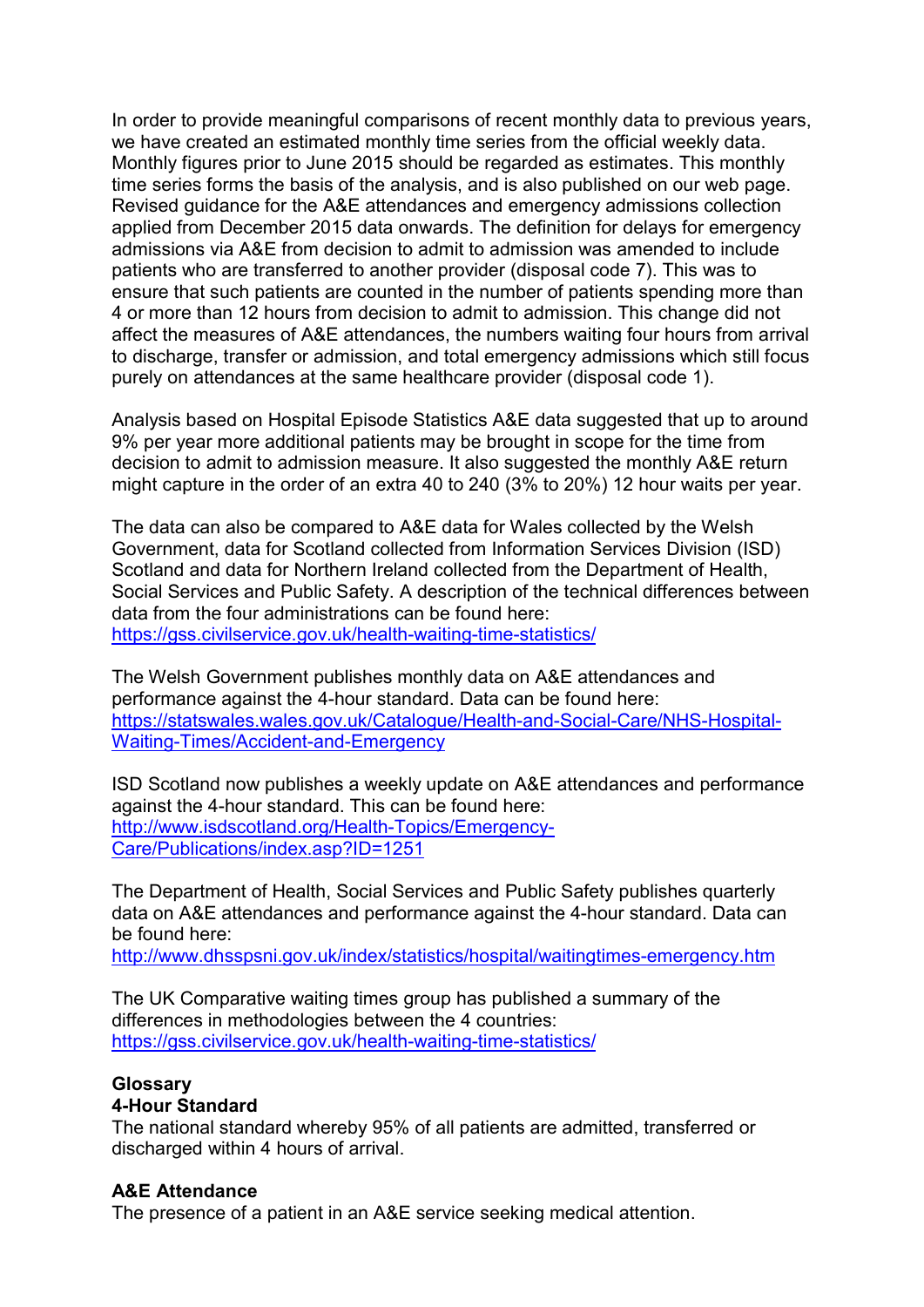In order to provide meaningful comparisons of recent monthly data to previous years, we have created an estimated monthly time series from the official weekly data. Monthly figures prior to June 2015 should be regarded as estimates. This monthly time series forms the basis of the analysis, and is also published on our web page. Revised guidance for the A&E attendances and emergency admissions collection applied from December 2015 data onwards. The definition for delays for emergency admissions via A&E from decision to admit to admission was amended to include patients who are transferred to another provider (disposal code 7). This was to ensure that such patients are counted in the number of patients spending more than 4 or more than 12 hours from decision to admit to admission. This change did not affect the measures of A&E attendances, the numbers waiting four hours from arrival to discharge, transfer or admission, and total emergency admissions which still focus purely on attendances at the same healthcare provider (disposal code 1).

Analysis based on Hospital Episode Statistics A&E data suggested that up to around 9% per year more additional patients may be brought in scope for the time from decision to admit to admission measure. It also suggested the monthly A&E return might capture in the order of an extra 40 to 240 (3% to 20%) 12 hour waits per year.

The data can also be compared to A&E data for Wales collected by the Welsh Government, data for Scotland collected from Information Services Division (ISD) Scotland and data for Northern Ireland collected from the Department of Health, Social Services and Public Safety. A description of the technical differences between data from the four administrations can be found here:
https://gss.civilservice.gov.uk/health-waiting-time-statistics/

The Welsh Government publishes monthly data on A&E attendances and performance against the 4-hour standard. Data can be found here:
https://statswales.wales.gov.uk/Catalogue/Health-and-Social-Care/NHS-Hospital-Waiting-Times/Accident-and-Emergency

ISD Scotland now publishes a weekly update on A&E attendances and performance against the 4-hour standard. This can be found here:
http://www.isdscotland.org/Health-Topics/Emergency-Care/Publications/index.asp?ID=1251

The Department of Health, Social Services and Public Safety publishes quarterly data on A&E attendances and performance against the 4-hour standard. Data can be found here:
http://www.dhsspsni.gov.uk/index/statistics/hospital/waitingtimes-emergency.htm

The UK Comparative waiting times group has published a summary of the differences in methodologies between the 4 countries:
https://gss.civilservice.gov.uk/health-waiting-time-statistics/

## Glossary

### 4-Hour Standard

The national standard whereby 95% of all patients are admitted, transferred or discharged within 4 hours of arrival.

### A&E Attendance

The presence of a patient in an A&E service seeking medical attention.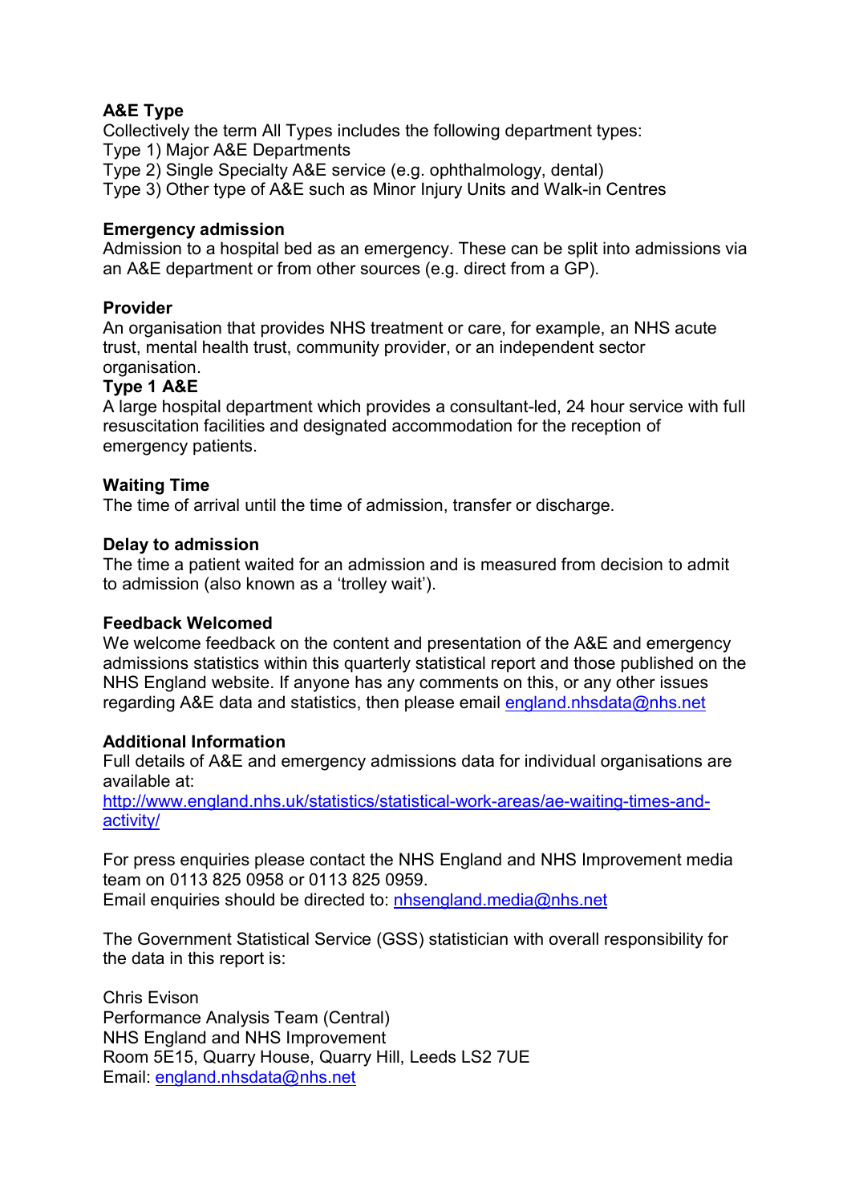**A&E Type**

Collectively the term All Types includes the following department types:

Type 1) Major A&E Departments

Type 2) Single Specialty A&E service (e.g. ophthalmology, dental)

Type 3) Other type of A&E such as Minor Injury Units and Walk-in Centres

**Emergency admission**

Admission to a hospital bed as an emergency. These can be split into admissions via an A&E department or from other sources (e.g. direct from a GP).

**Provider**

An organisation that provides NHS treatment or care, for example, an NHS acute trust, mental health trust, community provider, or an independent sector organisation.

**Type 1 A&E**

A large hospital department which provides a consultant-led, 24 hour service with full resuscitation facilities and designated accommodation for the reception of emergency patients.

**Waiting Time**

The time of arrival until the time of admission, transfer or discharge.

**Delay to admission**

The time a patient waited for an admission and is measured from decision to admit to admission (also known as a 'trolley wait').

**Feedback Welcomed**

We welcome feedback on the content and presentation of the A&E and emergency admissions statistics within this quarterly statistical report and those published on the NHS England website. If anyone has any comments on this, or any other issues regarding A&E data and statistics, then please email england.nhsdata@nhs.net

**Additional Information**

Full details of A&E and emergency admissions data for individual organisations are available at:
http://www.england.nhs.uk/statistics/statistical-work-areas/ae-waiting-times-and-activity/

For press enquiries please contact the NHS England and NHS Improvement media team on 0113 825 0958 or 0113 825 0959.
Email enquiries should be directed to: nhsengland.media@nhs.net

The Government Statistical Service (GSS) statistician with overall responsibility for the data in this report is:

Chris Evison
Performance Analysis Team (Central)
NHS England and NHS Improvement
Room 5E15, Quarry House, Quarry Hill, Leeds LS2 7UE
Email: england.nhsdata@nhs.net